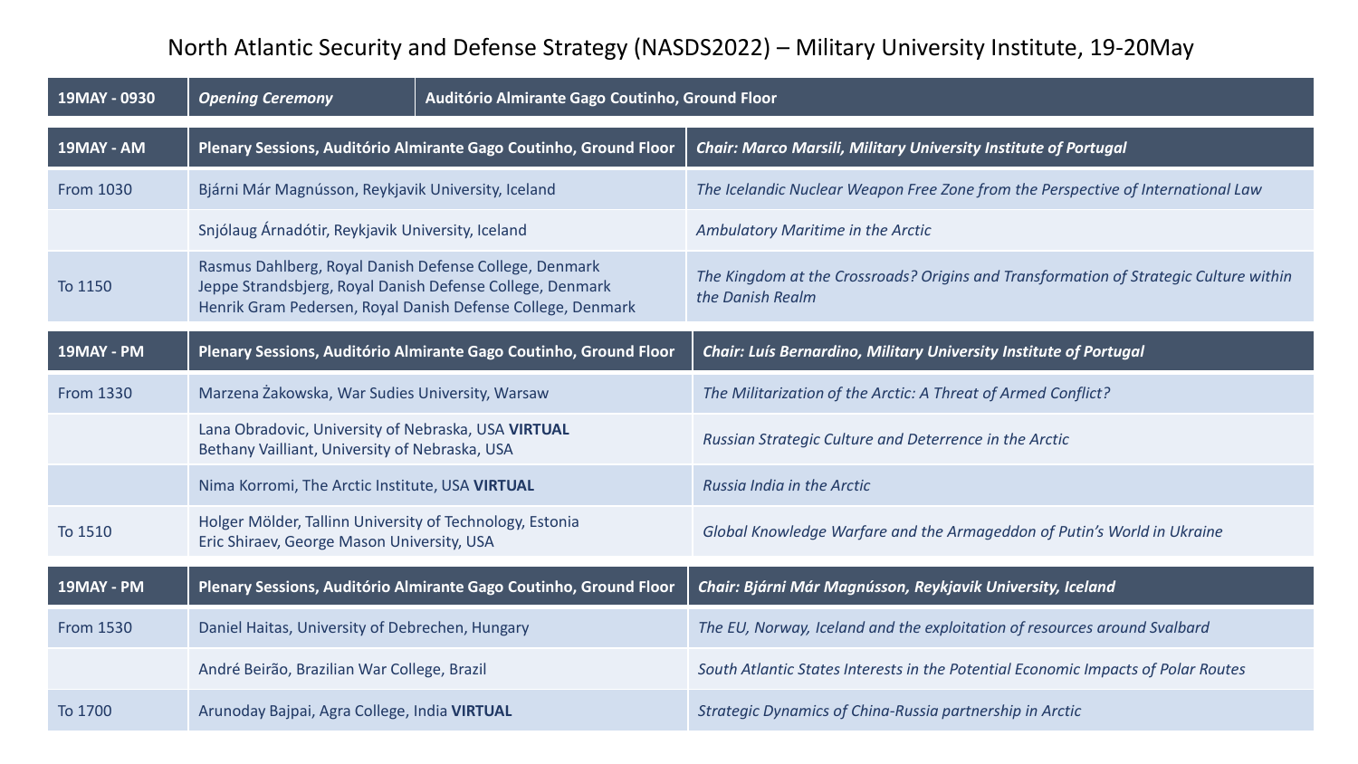# North Atlantic Security and Defense Strategy (NASDS2022) – Military University Institute, 19-20May

| 19MAY - 0930 | *Opening Ceremony* | Auditório Almirante Gago Coutinho, Ground Floor |
|---|---|---|

| 19MAY - AM | Plenary Sessions, Auditório Almirante Gago Coutinho, Ground Floor | *Chair: Marco Marsili, Military University Institute of Portugal* |
|---|---|---|
| From 1030 | Bjárni Már Magnússon, Reykjavik University, Iceland | *The Icelandic Nuclear Weapon Free Zone from the Perspective of International Law* |
| | Snjólaug Árnadótir, Reykjavik University, Iceland | *Ambulatory Maritime in the Arctic* |
| To 1150 | Rasmus Dahlberg, Royal Danish Defense College, Denmark<br>Jeppe Strandsbjerg, Royal Danish Defense College, Denmark<br>Henrik Gram Pedersen, Royal Danish Defense College, Denmark | *The Kingdom at the Crossroads? Origins and Transformation of Strategic Culture within the Danish Realm* |

| 19MAY - PM | Plenary Sessions, Auditório Almirante Gago Coutinho, Ground Floor | *Chair: Luís Bernardino, Military University Institute of Portugal* |
|---|---|---|
| From 1330 | Marzena Żakowska, War Sudies University, Warsaw | *The Militarization of the Arctic: A Threat of Armed Conflict?* |
| | Lana Obradovic, University of Nebraska, USA **VIRTUAL**<br>Bethany Vailliant, University of Nebraska, USA | *Russian Strategic Culture and Deterrence in the Arctic* |
| | Nima Korromi, The Arctic Institute, USA **VIRTUAL** | *Russia India in the Arctic* |
| To 1510 | Holger Mölder, Tallinn University of Technology, Estonia<br>Eric Shiraev, George Mason University, USA | *Global Knowledge Warfare and the Armageddon of Putin's World in Ukraine* |

| 19MAY - PM | Plenary Sessions, Auditório Almirante Gago Coutinho, Ground Floor | *Chair: Bjárni Már Magnússon, Reykjavik University, Iceland* |
|---|---|---|
| From 1530 | Daniel Haitas, University of Debrechen, Hungary | *The EU, Norway, Iceland and the exploitation of resources around Svalbard* |
| | André Beirão, Brazilian War College, Brazil | *South Atlantic States Interests in the Potential Economic Impacts of Polar Routes* |
| To 1700 | Arunoday Bajpai, Agra College, India **VIRTUAL** | *Strategic Dynamics of China-Russia partnership in Arctic* |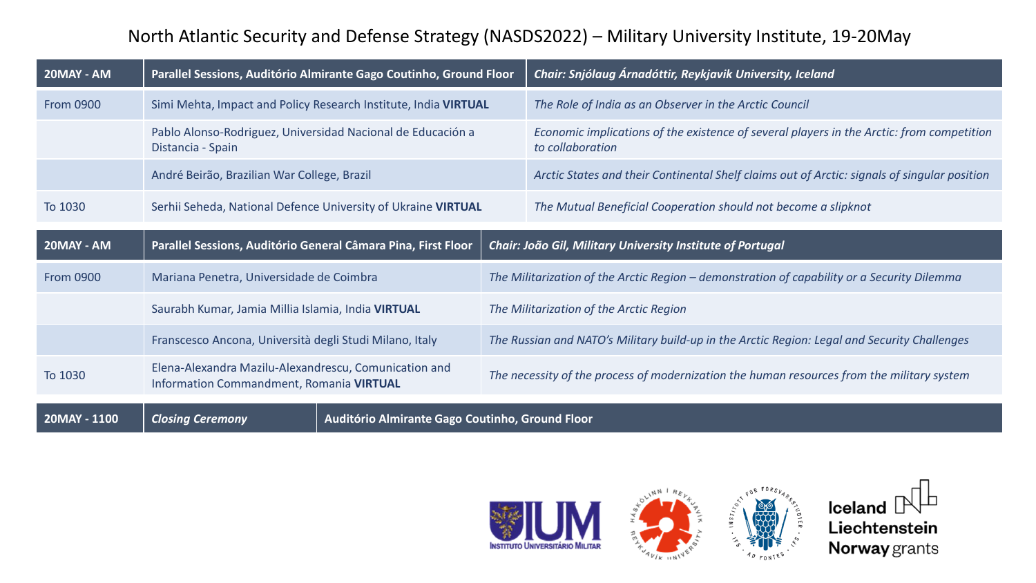# North Atlantic Security and Defense Strategy (NASDS2022) – Military University Institute, 19-20May

| **20MAY - AM** | **Parallel Sessions, Auditório Almirante Gago Coutinho, Ground Floor** | ***Chair: Snjólaug Árnadóttir, Reykjavik University, Iceland*** |
|---|---|---|
| From 0900 | Simi Mehta, Impact and Policy Research Institute, India **VIRTUAL** | *The Role of India as an Observer in the Arctic Council* |
| | Pablo Alonso-Rodriguez, Universidad Nacional de Educación a Distancia - Spain | *Economic implications of the existence of several players in the Arctic: from competition to collaboration* |
| | André Beirão, Brazilian War College, Brazil | *Arctic States and their Continental Shelf claims out of Arctic: signals of singular position* |
| To 1030 | Serhii Seheda, National Defence University of Ukraine **VIRTUAL** | *The Mutual Beneficial Cooperation should not become a slipknot* |

| **20MAY - AM** | **Parallel Sessions, Auditório General Câmara Pina, First Floor** | ***Chair: João Gil, Military University Institute of Portugal*** |
|---|---|---|
| From 0900 | Mariana Penetra, Universidade de Coimbra | *The Militarization of the Arctic Region – demonstration of capability or a Security Dilemma* |
| | Saurabh Kumar, Jamia Millia Islamia, India **VIRTUAL** | *The Militarization of the Arctic Region* |
| | Franscesco Ancona, Università degli Studi Milano, Italy | *The Russian and NATO's Military build-up in the Arctic Region: Legal and Security Challenges* |
| To 1030 | Elena-Alexandra Mazilu-Alexandrescu, Comunication and Information Commandment, Romania **VIRTUAL** | *The necessity of the process of modernization the human resources from the military system* |

| **20MAY - 1100** | ***Closing Ceremony*** | **Auditório Almirante Gago Coutinho, Ground Floor** |
|---|---|---|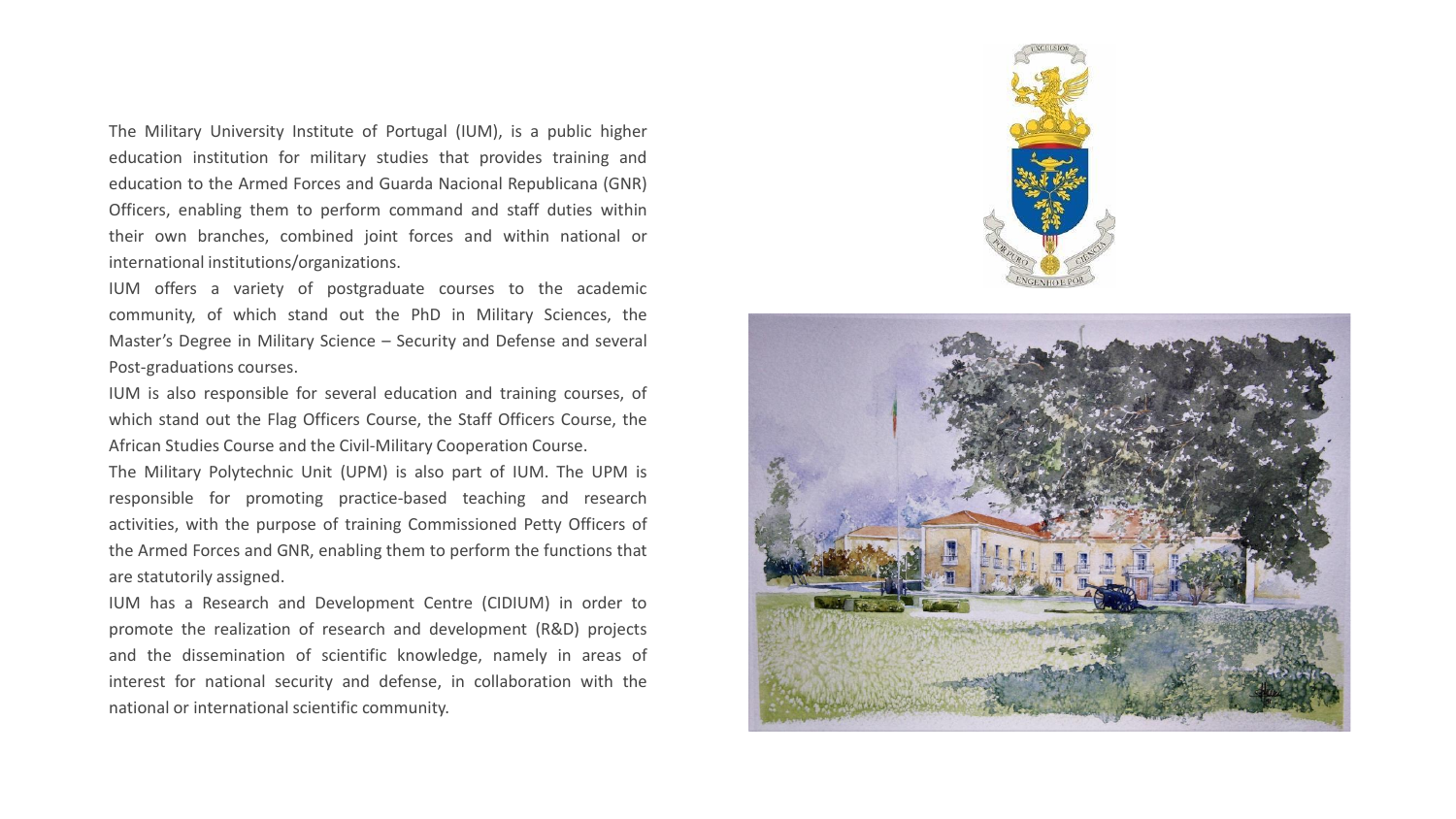The Military University Institute of Portugal (IUM), is a public higher education institution for military studies that provides training and education to the Armed Forces and Guarda Nacional Republicana (GNR) Officers, enabling them to perform command and staff duties within their own branches, combined joint forces and within national or international institutions/organizations.

IUM offers a variety of postgraduate courses to the academic community, of which stand out the PhD in Military Sciences, the Master's Degree in Military Science – Security and Defense and several Post-graduations courses.

IUM is also responsible for several education and training courses, of which stand out the Flag Officers Course, the Staff Officers Course, the African Studies Course and the Civil-Military Cooperation Course.

The Military Polytechnic Unit (UPM) is also part of IUM. The UPM is responsible for promoting practice-based teaching and research activities, with the purpose of training Commissioned Petty Officers of the Armed Forces and GNR, enabling them to perform the functions that are statutorily assigned.

IUM has a Research and Development Centre (CIDIUM) in order to promote the realization of research and development (R&D) projects and the dissemination of scientific knowledge, namely in areas of interest for national security and defense, in collaboration with the national or international scientific community.